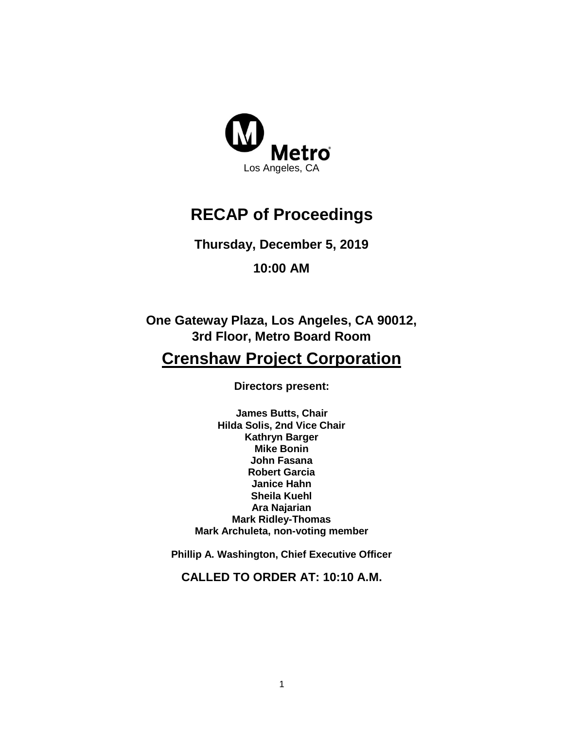Metro

Los Angeles, CA

# RECAP of Proceedings

**Thursday, December 5, 2019**

**10:00 AM**

**One Gateway Plaza, Los Angeles, CA 90012,**
**3rd Floor, Metro Board Room**

## Crenshaw Project Corporation

**Directors present:**

**James Butts, Chair**
**Hilda Solis, 2nd Vice Chair**
**Kathryn Barger**
**Mike Bonin**
**John Fasana**
**Robert Garcia**
**Janice Hahn**
**Sheila Kuehl**
**Ara Najarian**
**Mark Ridley-Thomas**
**Mark Archuleta, non-voting member**

**Phillip A. Washington, Chief Executive Officer**

**CALLED TO ORDER AT: 10:10 A.M.**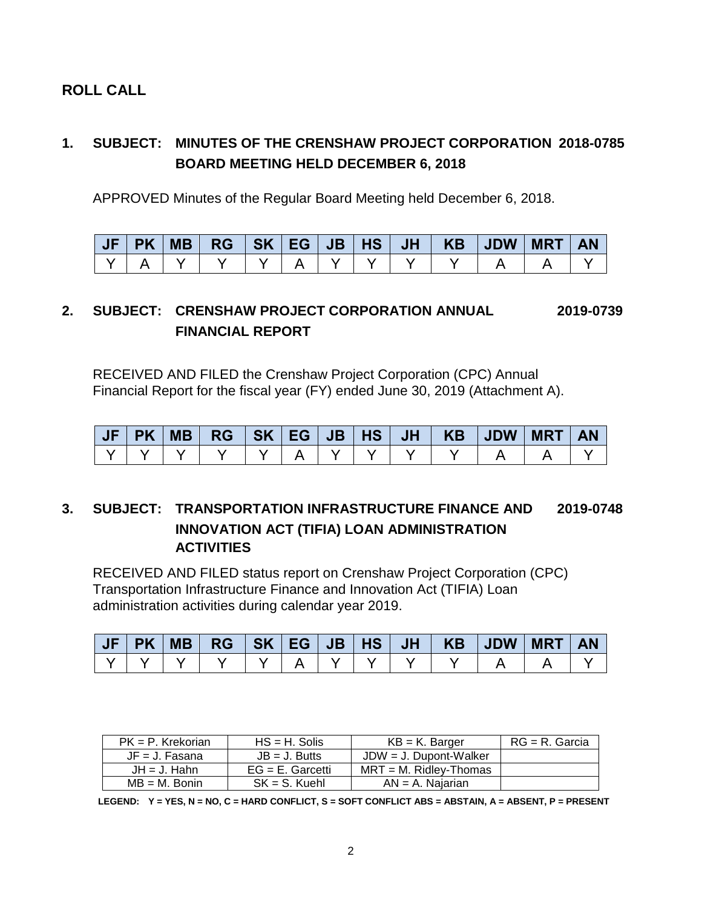## ROLL CALL

### 1. SUBJECT: MINUTES OF THE CRENSHAW PROJECT CORPORATION BOARD MEETING HELD DECEMBER 6, 2018 — 2018-0785

APPROVED Minutes of the Regular Board Meeting held December 6, 2018.

| JF | PK | MB | RG | SK | EG | JB | HS | JH | KB | JDW | MRT | AN |
|---|---|---|---|---|---|---|---|---|---|---|---|---|
| Y | A | Y | Y | Y | A | Y | Y | Y | Y | A | A | Y |

### 2. SUBJECT: CRENSHAW PROJECT CORPORATION ANNUAL FINANCIAL REPORT — 2019-0739

RECEIVED AND FILED the Crenshaw Project Corporation (CPC) Annual Financial Report for the fiscal year (FY) ended June 30, 2019 (Attachment A).

| JF | PK | MB | RG | SK | EG | JB | HS | JH | KB | JDW | MRT | AN |
|---|---|---|---|---|---|---|---|---|---|---|---|---|
| Y | Y | Y | Y | Y | A | Y | Y | Y | Y | A | A | Y |

### 3. SUBJECT: TRANSPORTATION INFRASTRUCTURE FINANCE AND INNOVATION ACT (TIFIA) LOAN ADMINISTRATION ACTIVITIES — 2019-0748

RECEIVED AND FILED status report on Crenshaw Project Corporation (CPC) Transportation Infrastructure Finance and Innovation Act (TIFIA) Loan administration activities during calendar year 2019.

| JF | PK | MB | RG | SK | EG | JB | HS | JH | KB | JDW | MRT | AN |
|---|---|---|---|---|---|---|---|---|---|---|---|---|
| Y | Y | Y | Y | Y | A | Y | Y | Y | Y | A | A | Y |

| PK = P. Krekorian | HS = H. Solis | KB = K. Barger | RG = R. Garcia |
|---|---|---|---|
| JF = J. Fasana | JB = J. Butts | JDW = J. Dupont-Walker | |
| JH = J. Hahn | EG = E. Garcetti | MRT = M. Ridley-Thomas | |
| MB = M. Bonin | SK = S. Kuehl | AN = A. Najarian | |

**LEGEND: Y = YES, N = NO, C = HARD CONFLICT, S = SOFT CONFLICT ABS = ABSTAIN, A = ABSENT, P = PRESENT**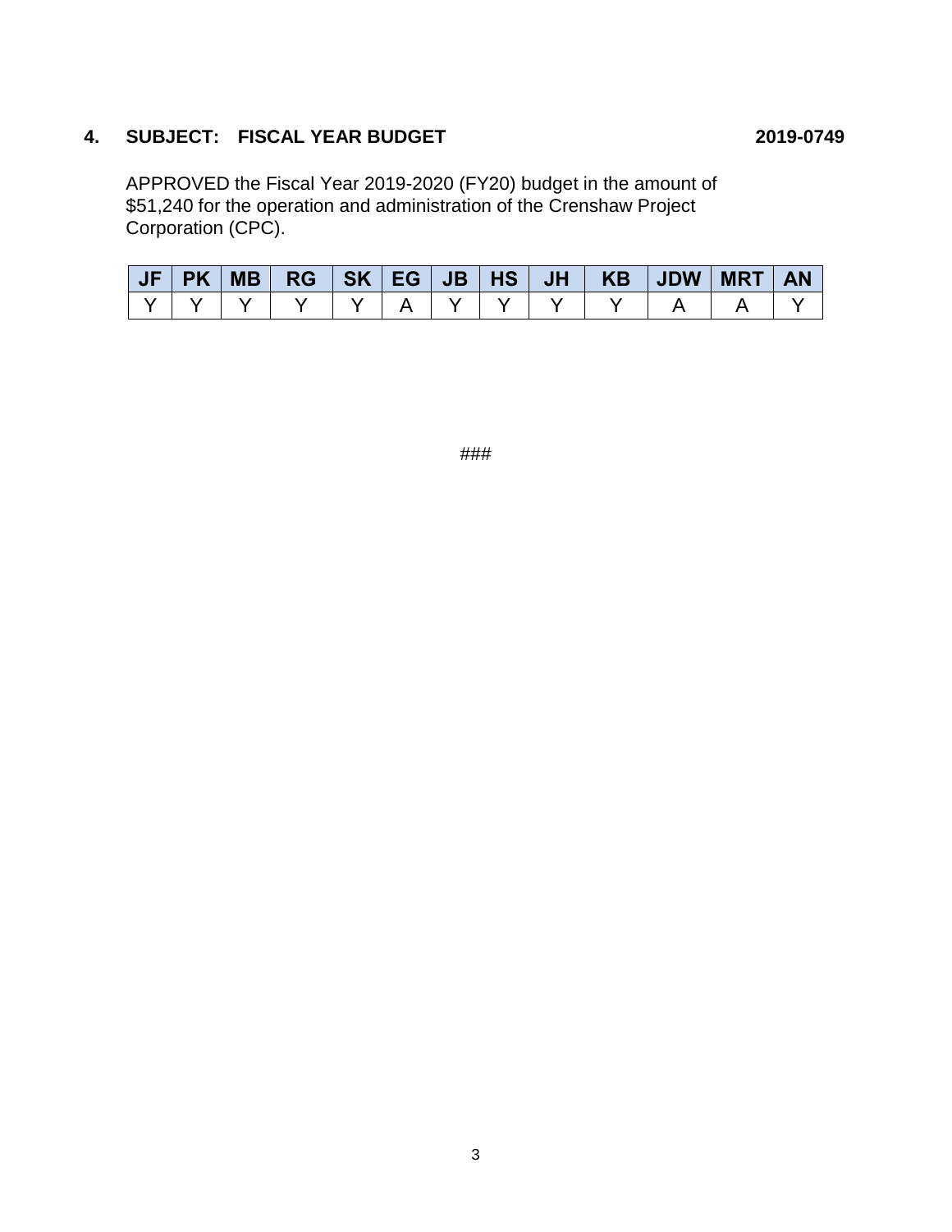**4. SUBJECT: FISCAL YEAR BUDGET** **2019-0749**

APPROVED the Fiscal Year 2019-2020 (FY20) budget in the amount of $51,240 for the operation and administration of the Crenshaw Project Corporation (CPC).

| JF | PK | MB | RG | SK | EG | JB | HS | JH | KB | JDW | MRT | AN |
|---|---|---|---|---|---|---|---|---|---|---|---|---|
| Y | Y | Y | Y | Y | A | Y | Y | Y | Y | A | A | Y |

###